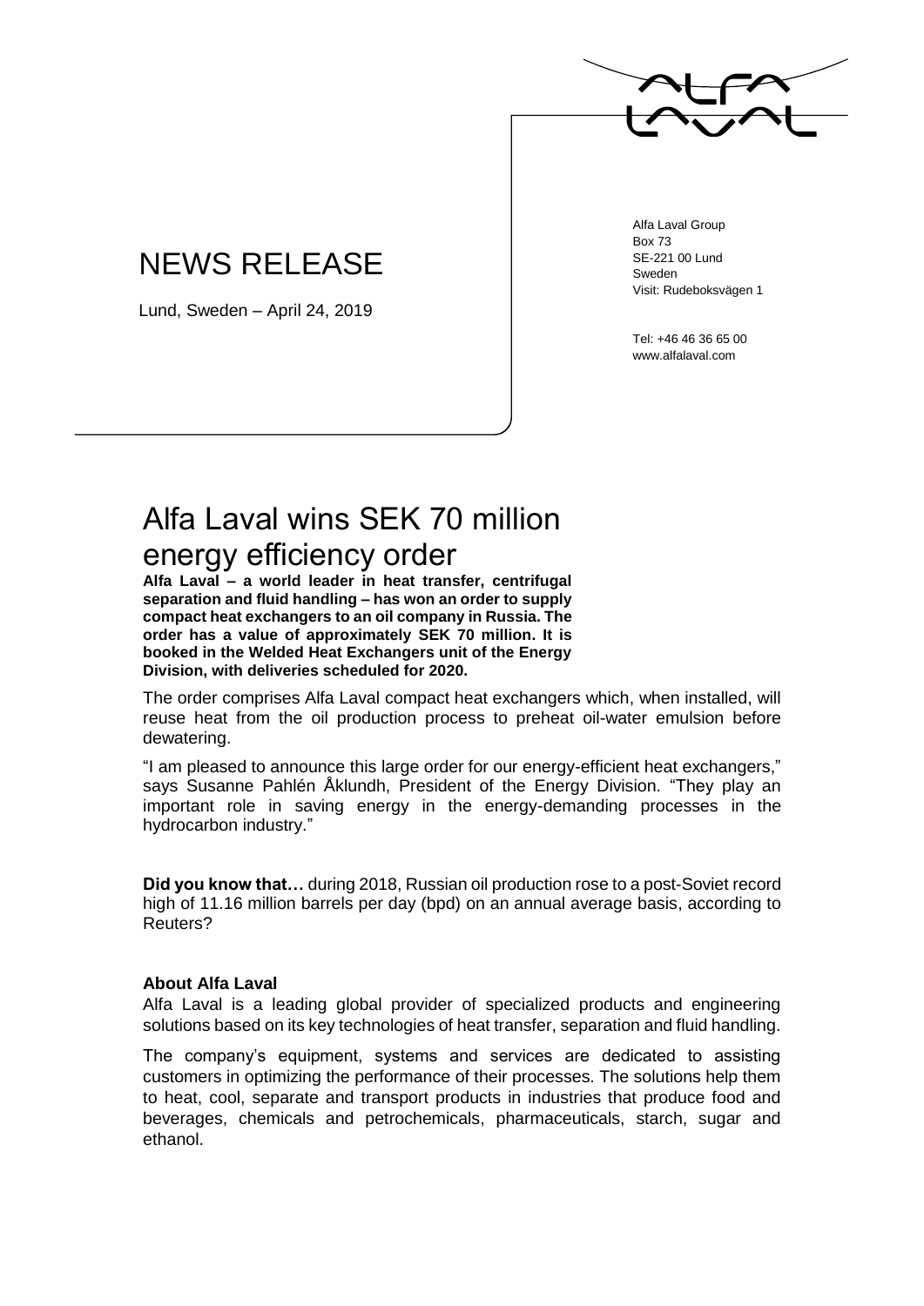# NEWS RELEASE

Lund, Sweden – April 24, 2019

Alfa Laval Group
Box 73
SE-221 00 Lund
Sweden
Visit: Rudeboksvägen 1

Tel: +46 46 36 65 00
www.alfalaval.com

## Alfa Laval wins SEK 70 million energy efficiency order

**Alfa Laval – a world leader in heat transfer, centrifugal separation and fluid handling – has won an order to supply compact heat exchangers to an oil company in Russia. The order has a value of approximately SEK 70 million. It is booked in the Welded Heat Exchangers unit of the Energy Division, with deliveries scheduled for 2020.**

The order comprises Alfa Laval compact heat exchangers which, when installed, will reuse heat from the oil production process to preheat oil-water emulsion before dewatering.

"I am pleased to announce this large order for our energy-efficient heat exchangers," says Susanne Pahlén Åklundh, President of the Energy Division. "They play an important role in saving energy in the energy-demanding processes in the hydrocarbon industry."

**Did you know that…** during 2018, Russian oil production rose to a post-Soviet record high of 11.16 million barrels per day (bpd) on an annual average basis, according to Reuters?

### About Alfa Laval

Alfa Laval is a leading global provider of specialized products and engineering solutions based on its key technologies of heat transfer, separation and fluid handling.

The company's equipment, systems and services are dedicated to assisting customers in optimizing the performance of their processes. The solutions help them to heat, cool, separate and transport products in industries that produce food and beverages, chemicals and petrochemicals, pharmaceuticals, starch, sugar and ethanol.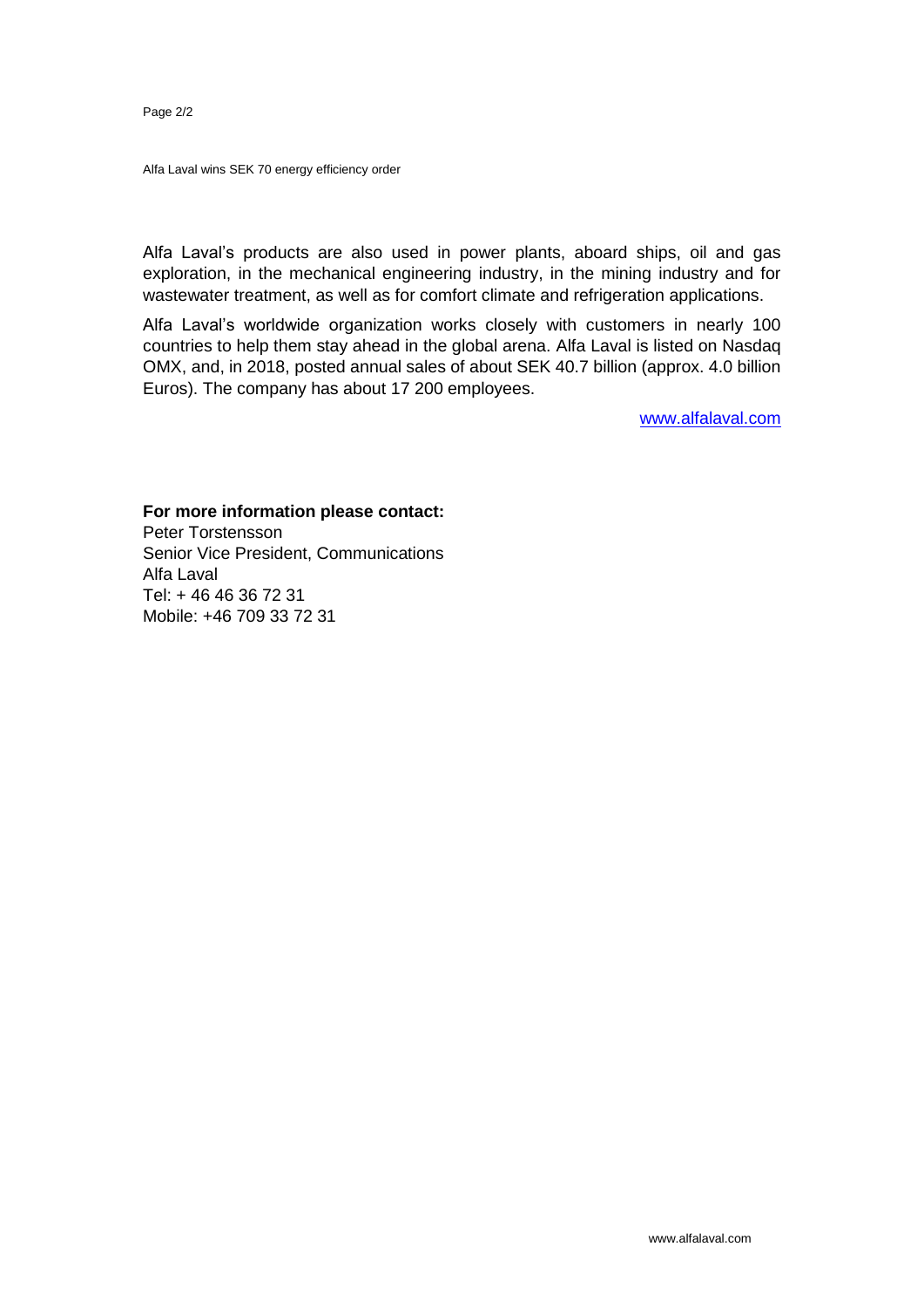Alfa Laval's products are also used in power plants, aboard ships, oil and gas exploration, in the mechanical engineering industry, in the mining industry and for wastewater treatment, as well as for comfort climate and refrigeration applications.

Alfa Laval's worldwide organization works closely with customers in nearly 100 countries to help them stay ahead in the global arena. Alfa Laval is listed on Nasdaq OMX, and, in 2018, posted annual sales of about SEK 40.7 billion (approx. 4.0 billion Euros). The company has about 17 200 employees.

www.alfalaval.com

**For more information please contact:**
Peter Torstensson
Senior Vice President, Communications
Alfa Laval
Tel: + 46 46 36 72 31
Mobile: +46 709 33 72 31